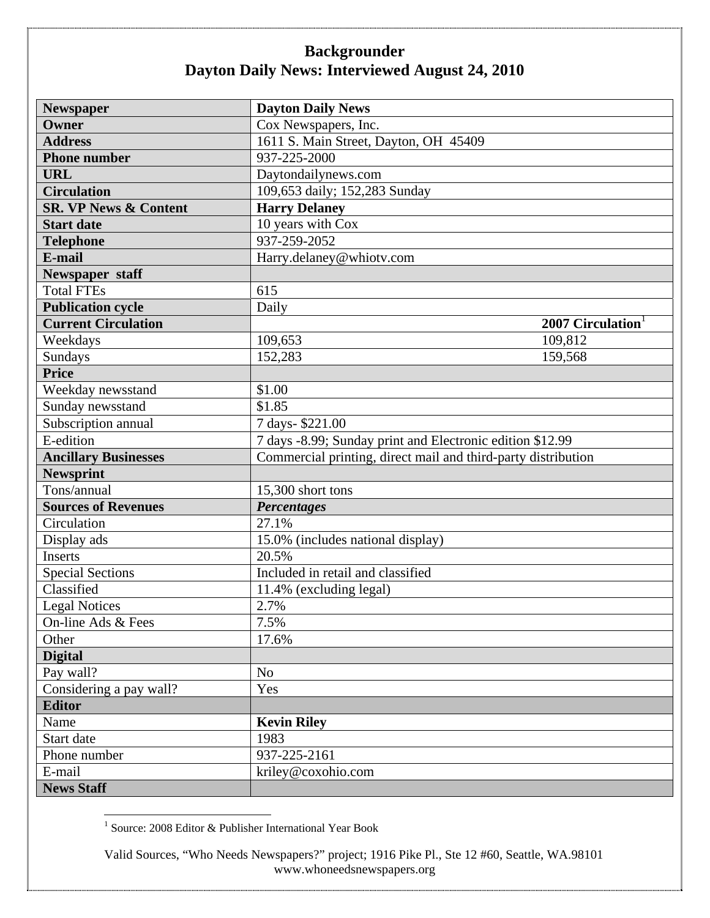# Backgrounder
## Dayton Daily News: Interviewed August 24, 2010

| **Newspaper** | **Dayton Daily News** | |
|---|---|---|
| **Owner** | Cox Newspapers, Inc. | |
| **Address** | 1611 S. Main Street, Dayton, OH 45409 | |
| **Phone number** | 937-225-2000 | |
| **URL** | Daytondailynews.com | |
| **Circulation** | 109,653 daily; 152,283 Sunday | |
| **SR. VP News & Content** | **Harry Delaney** | |
| **Start date** | 10 years with Cox | |
| **Telephone** | 937-259-2052 | |
| **E-mail** | Harry.delaney@whiotv.com | |
| **Newspaper staff** | | |
| Total FTEs | 615 | |
| **Publication cycle** | Daily | |
| **Current Circulation** | | **2007 Circulation**[1] |
| Weekdays | 109,653 | 109,812 |
| Sundays | 152,283 | 159,568 |
| **Price** | | |
| Weekday newsstand | $1.00 | |
| Sunday newsstand | $1.85 | |
| Subscription annual | 7 days- $221.00 | |
| E-edition | 7 days -8.99; Sunday print and Electronic edition $12.99 | |
| **Ancillary Businesses** | Commercial printing, direct mail and third-party distribution | |
| **Newsprint** | | |
| Tons/annual | 15,300 short tons | |
| **Sources of Revenues** | ***Percentages*** | |
| Circulation | 27.1% | |
| Display ads | 15.0% (includes national display) | |
| Inserts | 20.5% | |
| Special Sections | Included in retail and classified | |
| Classified | 11.4% (excluding legal) | |
| Legal Notices | 2.7% | |
| On-line Ads & Fees | 7.5% | |
| Other | 17.6% | |
| **Digital** | | |
| Pay wall? | No | |
| Considering a pay wall? | Yes | |
| **Editor** | | |
| Name | **Kevin Riley** | |
| Start date | 1983 | |
| Phone number | 937-225-2161 | |
| E-mail | kriley@coxohio.com | |
| **News Staff** | | |

[1] Source: 2008 Editor & Publisher International Year Book

Valid Sources, "Who Needs Newspapers?" project; 1916 Pike Pl., Ste 12 #60, Seattle, WA.98101
www.whoneedsnewspapers.org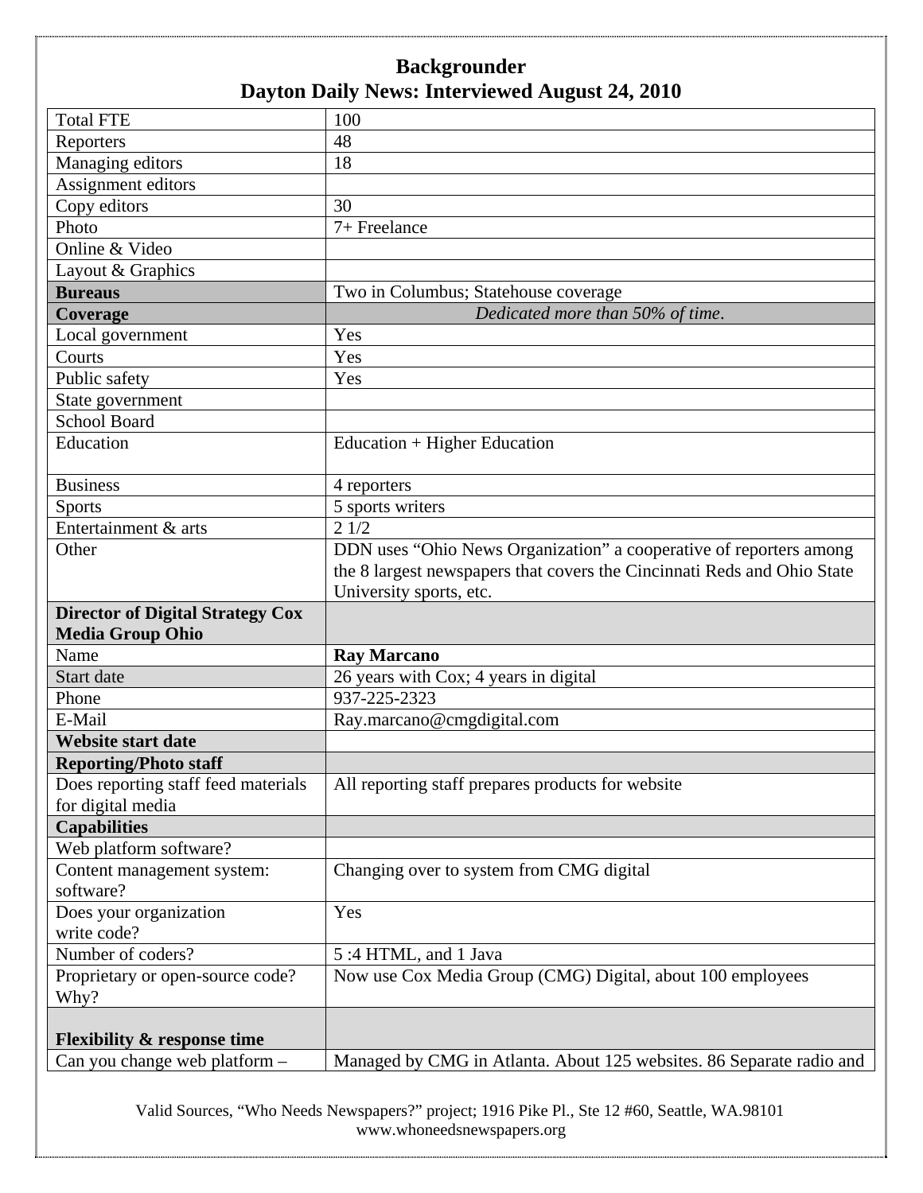## Backgrounder
## Dayton Daily News: Interviewed August 24, 2010

| Total FTE | 100 |
|---|---|
| Reporters | 48 |
| Managing editors | 18 |
| Assignment editors | |
| Copy editors | 30 |
| Photo | 7+ Freelance |
| Online & Video | |
| Layout & Graphics | |
| **Bureaus** | Two in Columbus; Statehouse coverage |
| **Coverage** | *Dedicated more than 50% of time.* |
| Local government | Yes |
| Courts | Yes |
| Public safety | Yes |
| State government | |
| School Board | |
| Education | Education + Higher Education |
| Business | 4 reporters |
| Sports | 5 sports writers |
| Entertainment & arts | 2 1/2 |
| Other | DDN uses "Ohio News Organization" a cooperative of reporters among the 8 largest newspapers that covers the Cincinnati Reds and Ohio State University sports, etc. |
| **Director of Digital Strategy Cox Media Group Ohio** | |
| Name | **Ray Marcano** |
| Start date | 26 years with Cox; 4 years in digital |
| Phone | 937-225-2323 |
| E-Mail | Ray.marcano@cmgdigital.com |
| **Website start date** | |
| **Reporting/Photo staff** | |
| Does reporting staff feed materials for digital media | All reporting staff prepares products for website |
| **Capabilities** | |
| Web platform software? | |
| Content management system: software? | Changing over to system from CMG digital |
| Does your organization write code? | Yes |
| Number of coders? | 5 :4 HTML, and 1 Java |
| Proprietary or open-source code? Why? | Now use Cox Media Group (CMG) Digital, about 100 employees |
| **Flexibility & response time** | |
| Can you change web platform – | Managed by CMG in Atlanta. About 125 websites. 86 Separate radio and |

Valid Sources, "Who Needs Newspapers?" project; 1916 Pike Pl., Ste 12 #60, Seattle, WA.98101
www.whoneedsnewspapers.org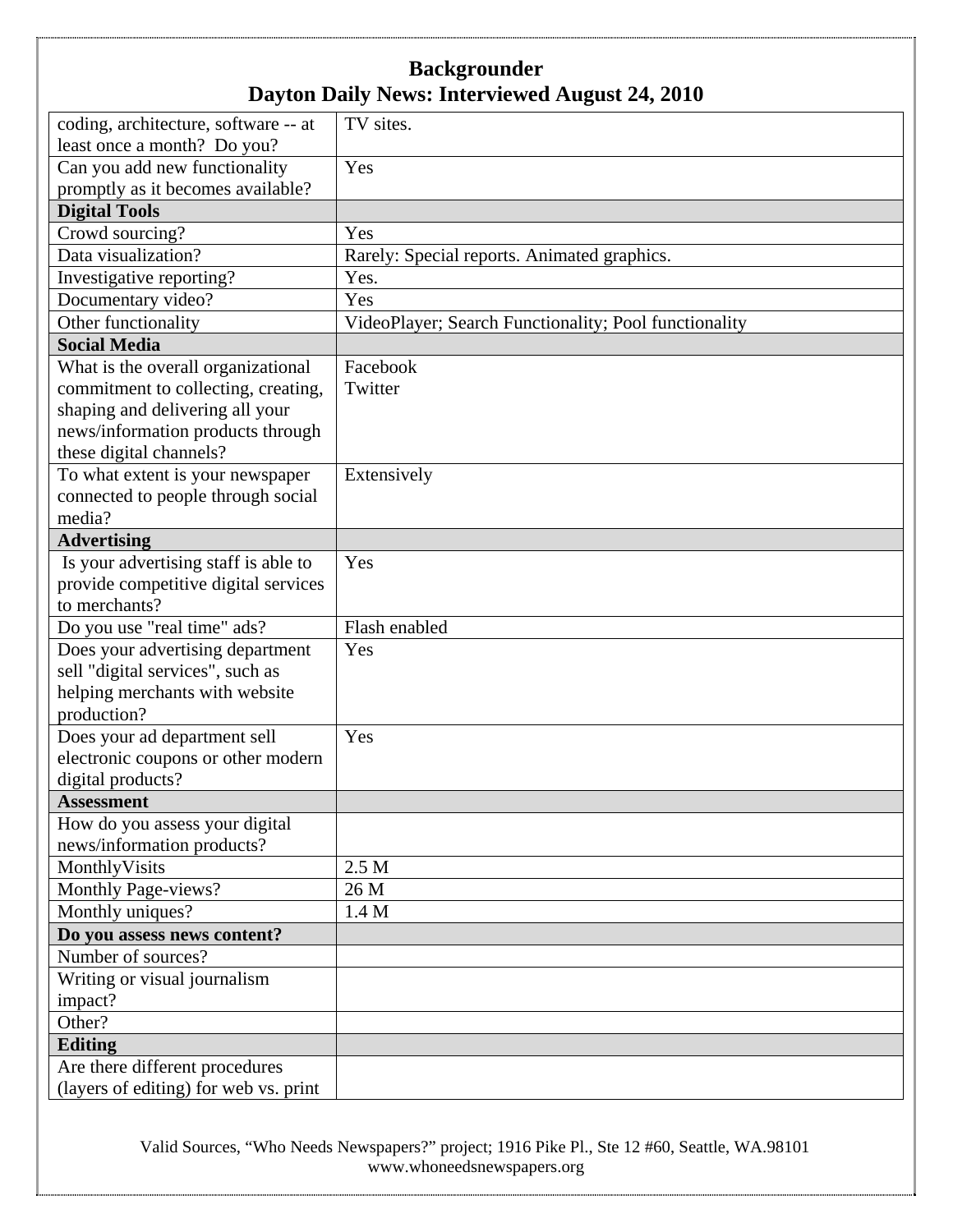## Backgrounder
## Dayton Daily News: Interviewed August 24, 2010

| | |
|---|---|
| coding, architecture, software -- at least once a month? Do you? | TV sites. |
| Can you add new functionality promptly as it becomes available? | Yes |
| **Digital Tools** | |
| Crowd sourcing? | Yes |
| Data visualization? | Rarely: Special reports. Animated graphics. |
| Investigative reporting? | Yes. |
| Documentary video? | Yes |
| Other functionality | VideoPlayer; Search Functionality; Pool functionality |
| **Social Media** | |
| What is the overall organizational commitment to collecting, creating, shaping and delivering all your news/information products through these digital channels? | Facebook<br>Twitter |
| To what extent is your newspaper connected to people through social media? | Extensively |
| **Advertising** | |
| Is your advertising staff is able to provide competitive digital services to merchants? | Yes |
| Do you use "real time" ads? | Flash enabled |
| Does your advertising department sell "digital services", such as helping merchants with website production? | Yes |
| Does your ad department sell electronic coupons or other modern digital products? | Yes |
| **Assessment** | |
| How do you assess your digital news/information products? | |
| MonthlyVisits | 2.5 M |
| Monthly Page-views? | 26 M |
| Monthly uniques? | 1.4 M |
| **Do you assess news content?** | |
| Number of sources? | |
| Writing or visual journalism impact? | |
| Other? | |
| **Editing** | |
| Are there different procedures (layers of editing) for web vs. print | |

Valid Sources, "Who Needs Newspapers?" project; 1916 Pike Pl., Ste 12 #60, Seattle, WA.98101
www.whoneedsnewspapers.org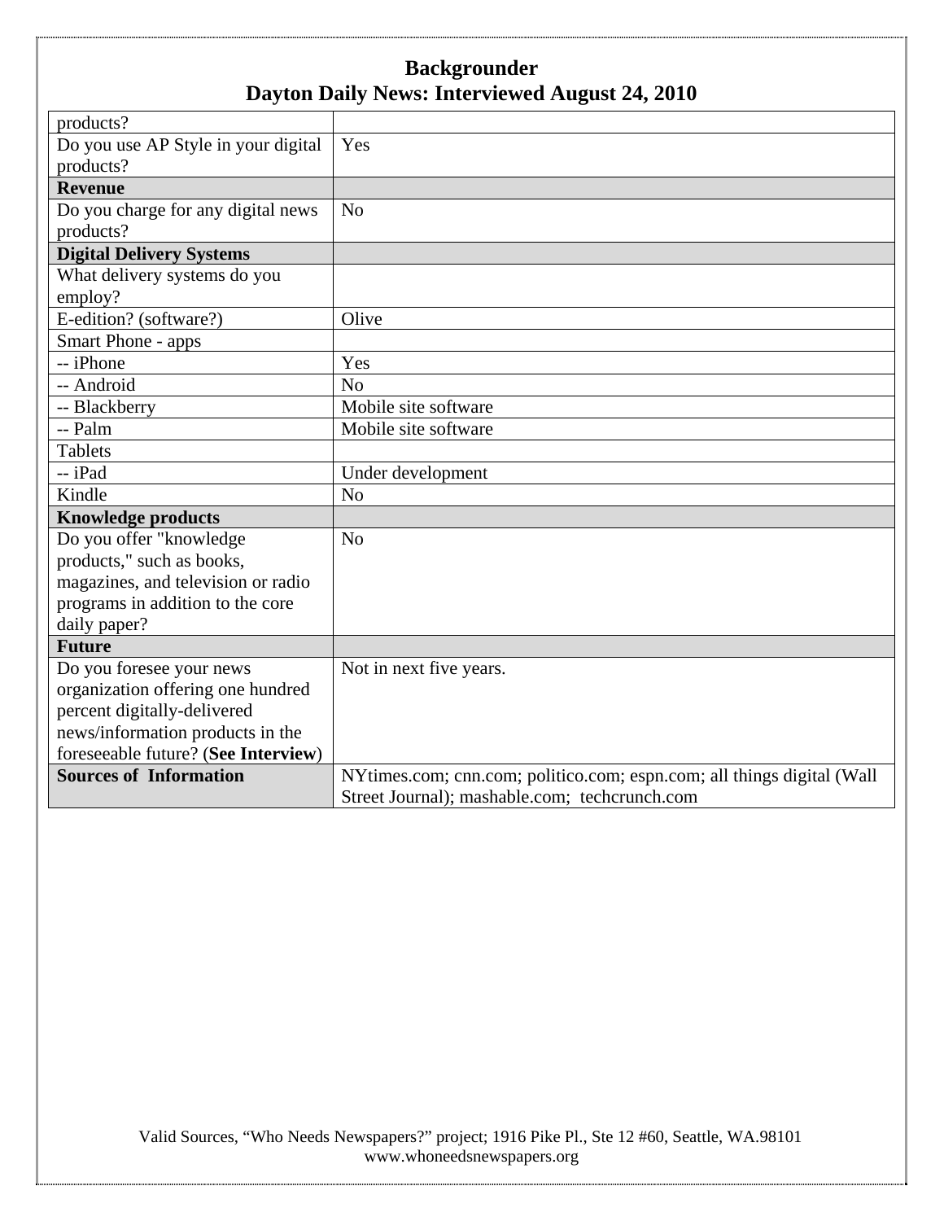**Backgrounder**
**Dayton Daily News: Interviewed August 24, 2010**

| | |
|---|---|
| products? | |
| Do you use AP Style in your digital products? | Yes |
| **Revenue** | |
| Do you charge for any digital news products? | No |
| **Digital Delivery Systems** | |
| What delivery systems do you employ? | |
| E-edition? (software?) | Olive |
| Smart Phone - apps | |
| -- iPhone | Yes |
| -- Android | No |
| -- Blackberry | Mobile site software |
| -- Palm | Mobile site software |
| Tablets | |
| -- iPad | Under development |
| Kindle | No |
| **Knowledge products** | |
| Do you offer "knowledge products," such as books, magazines, and television or radio programs in addition to the core daily paper? | No |
| **Future** | |
| Do you foresee your news organization offering one hundred percent digitally-delivered news/information products in the foreseeable future? (**See Interview**) | Not in next five years. |
| **Sources of Information** | NYtimes.com; cnn.com; politico.com; espn.com; all things digital (Wall Street Journal); mashable.com; techcrunch.com |

Valid Sources, "Who Needs Newspapers?" project; 1916 Pike Pl., Ste 12 #60, Seattle, WA.98101
www.whoneedsnewspapers.org